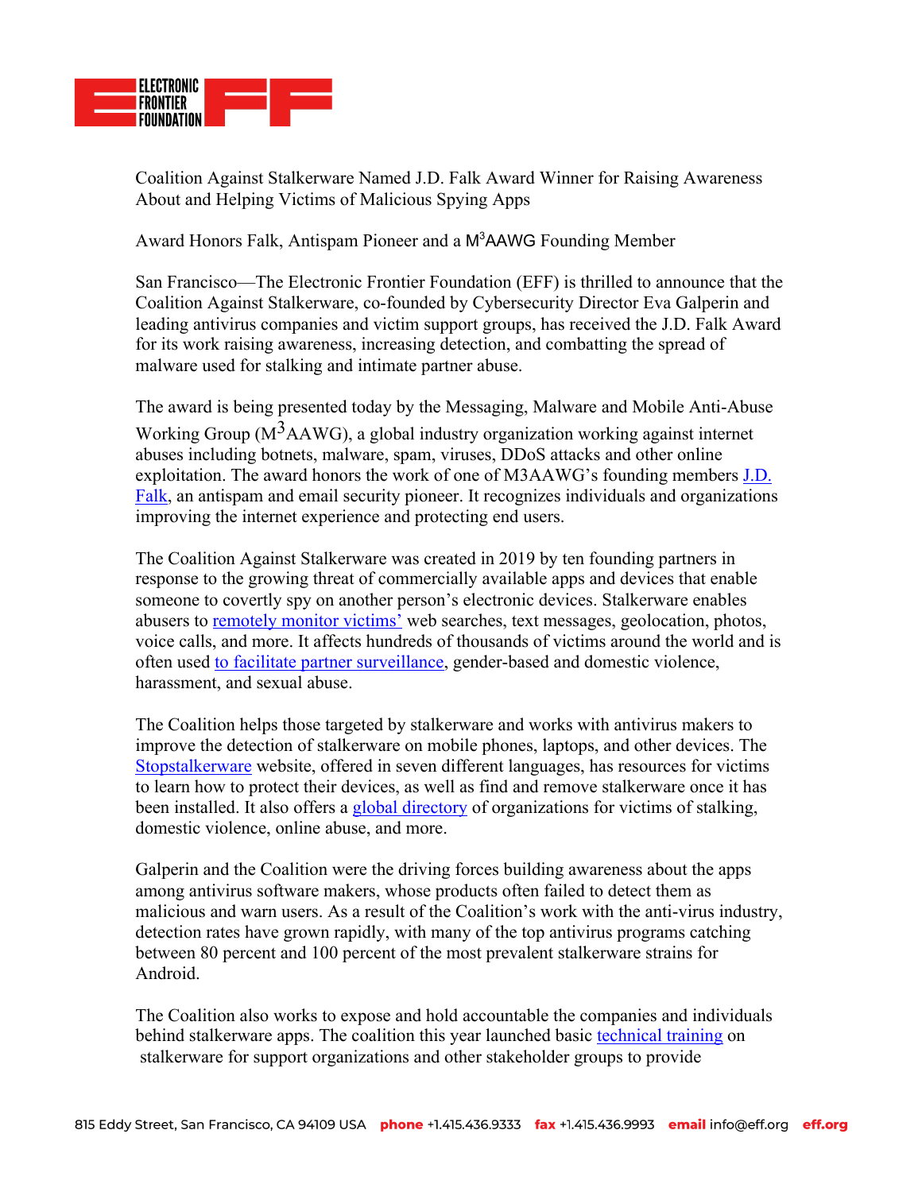Coalition Against Stalkerware Named J.D. Falk Award Winner for Raising Awareness About and Helping Victims of Malicious Spying Apps

Award Honors Falk, Antispam Pioneer and a $M^3$AAWG Founding Member

San Francisco—The Electronic Frontier Foundation (EFF) is thrilled to announce that the Coalition Against Stalkerware, co-founded by Cybersecurity Director Eva Galperin and leading antivirus companies and victim support groups, has received the J.D. Falk Award for its work raising awareness, increasing detection, and combatting the spread of malware used for stalking and intimate partner abuse.

The award is being presented today by the Messaging, Malware and Mobile Anti-Abuse Working Group ($M^3$AAWG), a global industry organization working against internet abuses including botnets, malware, spam, viruses, DDoS attacks and other online exploitation. The award honors the work of one of M3AAWG's founding members [J.D. Falk](), an antispam and email security pioneer. It recognizes individuals and organizations improving the internet experience and protecting end users.

The Coalition Against Stalkerware was created in 2019 by ten founding partners in response to the growing threat of commercially available apps and devices that enable someone to covertly spy on another person's electronic devices. Stalkerware enables abusers to [remotely monitor victims']() web searches, text messages, geolocation, photos, voice calls, and more. It affects hundreds of thousands of victims around the world and is often used [to facilitate partner surveillance](), gender-based and domestic violence, harassment, and sexual abuse.

The Coalition helps those targeted by stalkerware and works with antivirus makers to improve the detection of stalkerware on mobile phones, laptops, and other devices. The [Stopstalkerware]() website, offered in seven different languages, has resources for victims to learn how to protect their devices, as well as find and remove stalkerware once it has been installed. It also offers a [global directory]() of organizations for victims of stalking, domestic violence, online abuse, and more.

Galperin and the Coalition were the driving forces building awareness about the apps among antivirus software makers, whose products often failed to detect them as malicious and warn users. As a result of the Coalition's work with the anti-virus industry, detection rates have grown rapidly, with many of the top antivirus programs catching between 80 percent and 100 percent of the most prevalent stalkerware strains for Android.

The Coalition also works to expose and hold accountable the companies and individuals behind stalkerware apps. The coalition this year launched basic [technical training]() on stalkerware for support organizations and other stakeholder groups to provide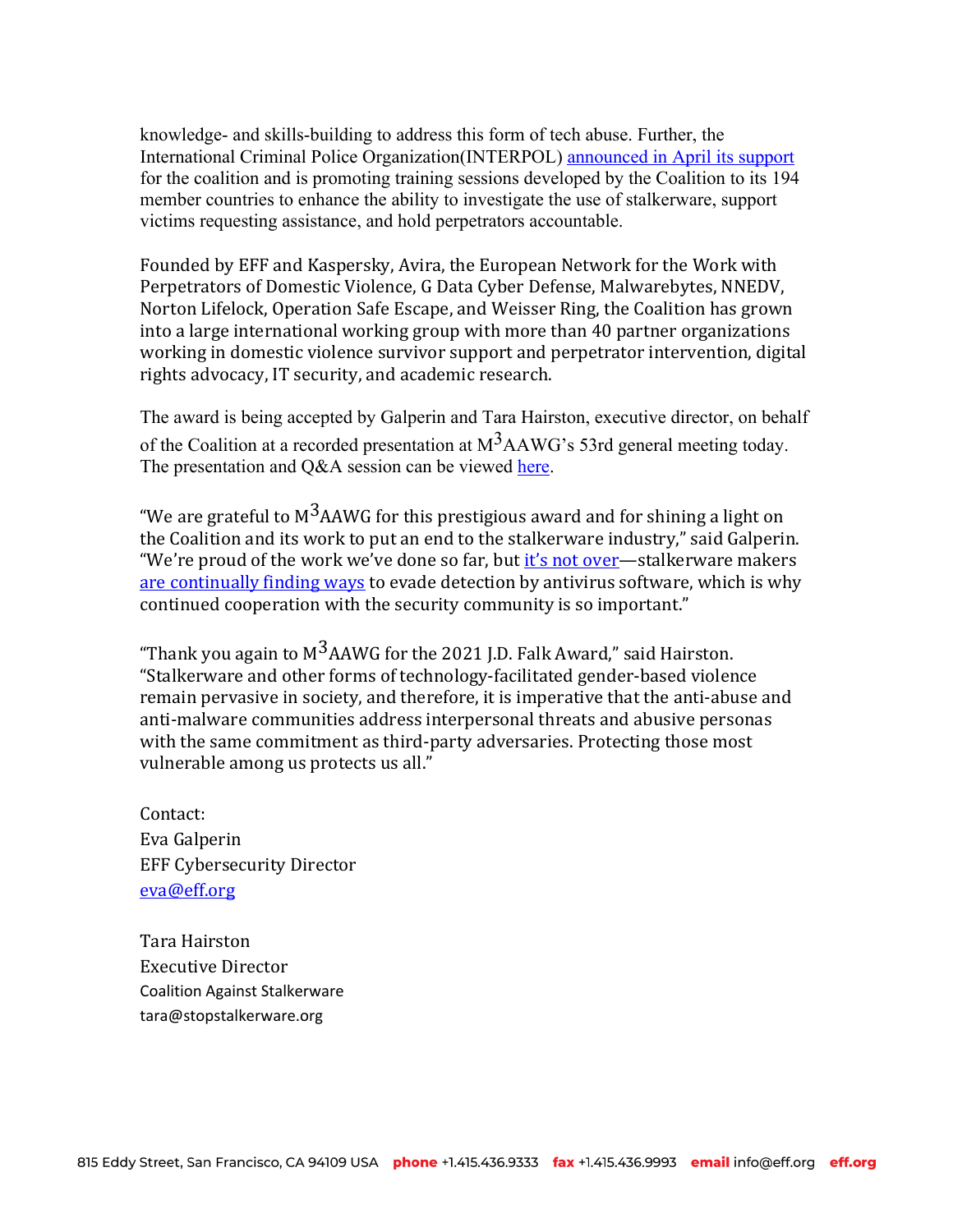knowledge- and skills-building to address this form of tech abuse. Further, the International Criminal Police Organization(INTERPOL) announced in April its support for the coalition and is promoting training sessions developed by the Coalition to its 194 member countries to enhance the ability to investigate the use of stalkerware, support victims requesting assistance, and hold perpetrators accountable.

Founded by EFF and Kaspersky, Avira, the European Network for the Work with Perpetrators of Domestic Violence, G Data Cyber Defense, Malwarebytes, NNEDV, Norton Lifelock, Operation Safe Escape, and Weisser Ring, the Coalition has grown into a large international working group with more than 40 partner organizations working in domestic violence survivor support and perpetrator intervention, digital rights advocacy, IT security, and academic research.

The award is being accepted by Galperin and Tara Hairston, executive director, on behalf of the Coalition at a recorded presentation at $M^3$AAWG's 53rd general meeting today. The presentation and Q&A session can be viewed here.

"We are grateful to $M^3$AAWG for this prestigious award and for shining a light on the Coalition and its work to put an end to the stalkerware industry," said Galperin. "We're proud of the work we've done so far, but it's not over—stalkerware makers are continually finding ways to evade detection by antivirus software, which is why continued cooperation with the security community is so important."

"Thank you again to $M^3$AAWG for the 2021 J.D. Falk Award," said Hairston. "Stalkerware and other forms of technology-facilitated gender-based violence remain pervasive in society, and therefore, it is imperative that the anti-abuse and anti-malware communities address interpersonal threats and abusive personas with the same commitment as third-party adversaries. Protecting those most vulnerable among us protects us all."

Contact:
Eva Galperin
EFF Cybersecurity Director
eva@eff.org

Tara Hairston
Executive Director
Coalition Against Stalkerware
tara@stopstalkerware.org